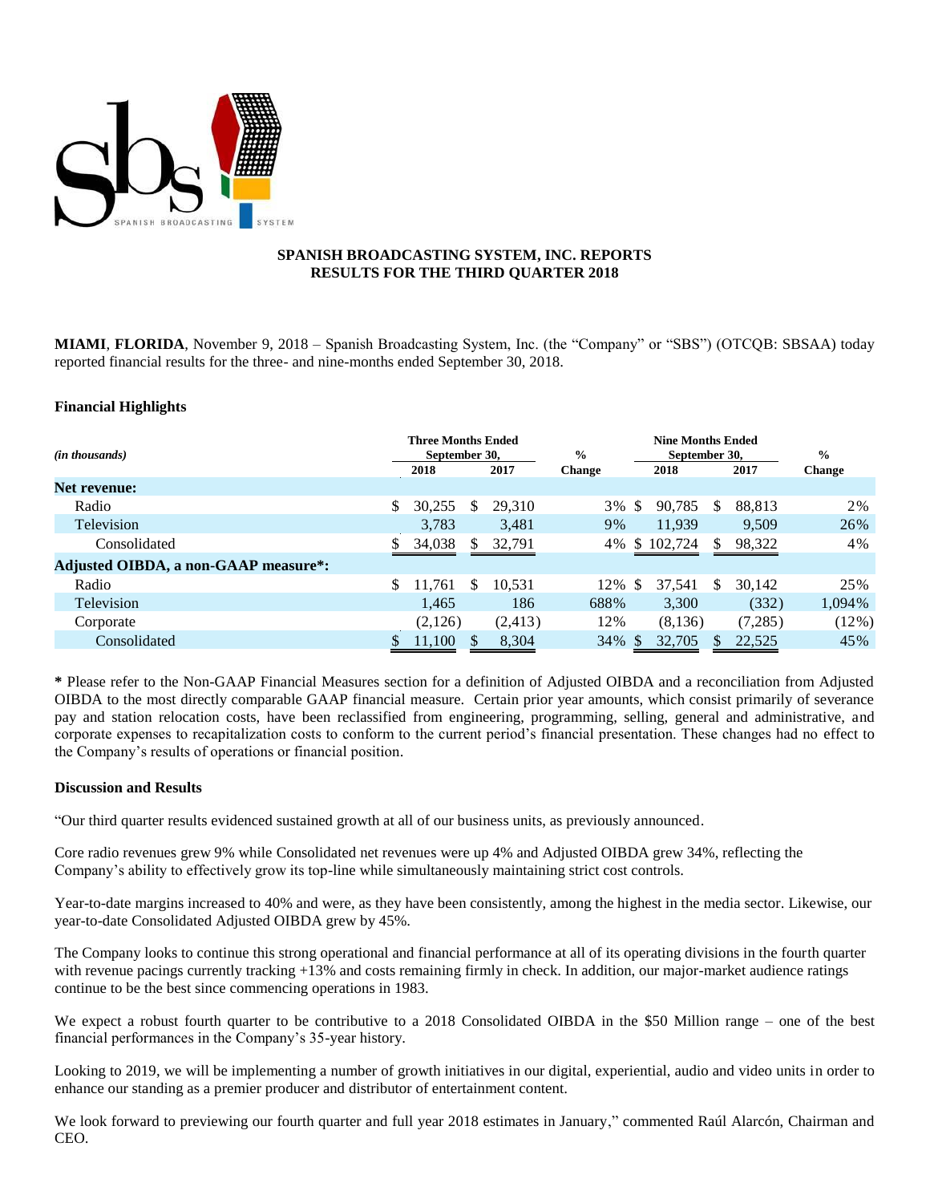# SPANISH BROADCASTING SYSTEM, INC. REPORTS RESULTS FOR THE THIRD QUARTER 2018

**MIAMI**, **FLORIDA**, November 9, 2018 – Spanish Broadcasting System, Inc. (the "Company" or "SBS") (OTCQB: SBSAA) today reported financial results for the three- and nine-months ended September 30, 2018.

## Financial Highlights

| *(in thousands)* | Three Months Ended September 30, | | % | Nine Months Ended September 30, | | % |
|---|---|---|---|---|---|---|
| | 2018 | 2017 | Change | 2018 | 2017 | Change |
| **Net revenue:** | | | | | | |
| Radio | $ 30,255 | $ 29,310 | 3% | $ 90,785 | $ 88,813 | 2% |
| Television | 3,783 | 3,481 | 9% | 11,939 | 9,509 | 26% |
| Consolidated | $ 34,038 | $ 32,791 | 4% | $ 102,724 | $ 98,322 | 4% |
| **Adjusted OIBDA, a non-GAAP measure*:** | | | | | | |
| Radio | $ 11,761 | $ 10,531 | 12% | $ 37,541 | $ 30,142 | 25% |
| Television | 1,465 | 186 | 688% | 3,300 | (332) | 1,094% |
| Corporate | (2,126) | (2,413) | 12% | (8,136) | (7,285) | (12%) |
| Consolidated | $ 11,100 | $ 8,304 | 34% | $ 32,705 | $ 22,525 | 45% |

**\*** Please refer to the Non-GAAP Financial Measures section for a definition of Adjusted OIBDA and a reconciliation from Adjusted OIBDA to the most directly comparable GAAP financial measure. Certain prior year amounts, which consist primarily of severance pay and station relocation costs, have been reclassified from engineering, programming, selling, general and administrative, and corporate expenses to recapitalization costs to conform to the current period's financial presentation. These changes had no effect to the Company's results of operations or financial position.

## Discussion and Results

"Our third quarter results evidenced sustained growth at all of our business units, as previously announced.

Core radio revenues grew 9% while Consolidated net revenues were up 4% and Adjusted OIBDA grew 34%, reflecting the Company's ability to effectively grow its top-line while simultaneously maintaining strict cost controls.

Year-to-date margins increased to 40% and were, as they have been consistently, among the highest in the media sector. Likewise, our year-to-date Consolidated Adjusted OIBDA grew by 45%.

The Company looks to continue this strong operational and financial performance at all of its operating divisions in the fourth quarter with revenue pacings currently tracking +13% and costs remaining firmly in check. In addition, our major-market audience ratings continue to be the best since commencing operations in 1983.

We expect a robust fourth quarter to be contributive to a 2018 Consolidated OIBDA in the $50 Million range – one of the best financial performances in the Company's 35-year history.

Looking to 2019, we will be implementing a number of growth initiatives in our digital, experiential, audio and video units in order to enhance our standing as a premier producer and distributor of entertainment content.

We look forward to previewing our fourth quarter and full year 2018 estimates in January," commented Raúl Alarcón, Chairman and CEO.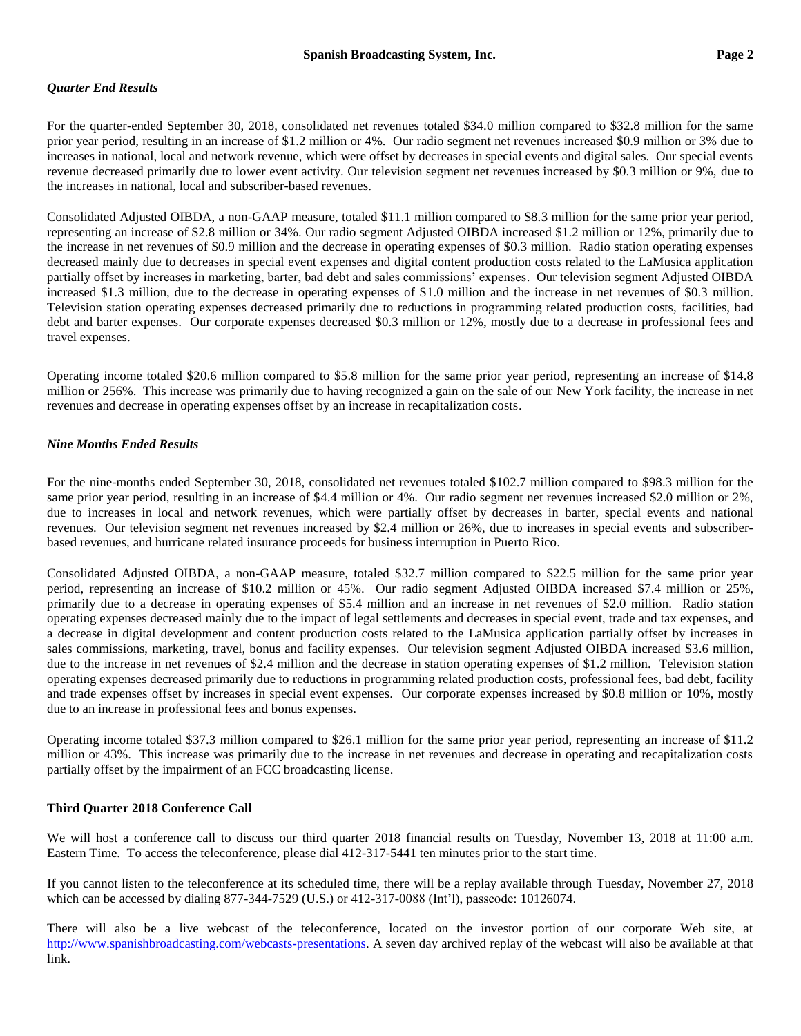*Quarter End Results*

For the quarter-ended September 30, 2018, consolidated net revenues totaled $34.0 million compared to $32.8 million for the same prior year period, resulting in an increase of $1.2 million or 4%. Our radio segment net revenues increased $0.9 million or 3% due to increases in national, local and network revenue, which were offset by decreases in special events and digital sales. Our special events revenue decreased primarily due to lower event activity. Our television segment net revenues increased by $0.3 million or 9%, due to the increases in national, local and subscriber-based revenues.

Consolidated Adjusted OIBDA, a non-GAAP measure, totaled $11.1 million compared to $8.3 million for the same prior year period, representing an increase of $2.8 million or 34%. Our radio segment Adjusted OIBDA increased $1.2 million or 12%, primarily due to the increase in net revenues of $0.9 million and the decrease in operating expenses of $0.3 million. Radio station operating expenses decreased mainly due to decreases in special event expenses and digital content production costs related to the LaMusica application partially offset by increases in marketing, barter, bad debt and sales commissions' expenses. Our television segment Adjusted OIBDA increased $1.3 million, due to the decrease in operating expenses of $1.0 million and the increase in net revenues of $0.3 million. Television station operating expenses decreased primarily due to reductions in programming related production costs, facilities, bad debt and barter expenses. Our corporate expenses decreased $0.3 million or 12%, mostly due to a decrease in professional fees and travel expenses.

Operating income totaled $20.6 million compared to $5.8 million for the same prior year period, representing an increase of $14.8 million or 256%. This increase was primarily due to having recognized a gain on the sale of our New York facility, the increase in net revenues and decrease in operating expenses offset by an increase in recapitalization costs.

*Nine Months Ended Results*

For the nine-months ended September 30, 2018, consolidated net revenues totaled $102.7 million compared to $98.3 million for the same prior year period, resulting in an increase of $4.4 million or 4%. Our radio segment net revenues increased $2.0 million or 2%, due to increases in local and network revenues, which were partially offset by decreases in barter, special events and national revenues. Our television segment net revenues increased by $2.4 million or 26%, due to increases in special events and subscriber-based revenues, and hurricane related insurance proceeds for business interruption in Puerto Rico.

Consolidated Adjusted OIBDA, a non-GAAP measure, totaled $32.7 million compared to $22.5 million for the same prior year period, representing an increase of $10.2 million or 45%. Our radio segment Adjusted OIBDA increased $7.4 million or 25%, primarily due to a decrease in operating expenses of $5.4 million and an increase in net revenues of $2.0 million. Radio station operating expenses decreased mainly due to the impact of legal settlements and decreases in special event, trade and tax expenses, and a decrease in digital development and content production costs related to the LaMusica application partially offset by increases in sales commissions, marketing, travel, bonus and facility expenses. Our television segment Adjusted OIBDA increased $3.6 million, due to the increase in net revenues of $2.4 million and the decrease in station operating expenses of $1.2 million. Television station operating expenses decreased primarily due to reductions in programming related production costs, professional fees, bad debt, facility and trade expenses offset by increases in special event expenses. Our corporate expenses increased by $0.8 million or 10%, mostly due to an increase in professional fees and bonus expenses.

Operating income totaled $37.3 million compared to $26.1 million for the same prior year period, representing an increase of $11.2 million or 43%. This increase was primarily due to the increase in net revenues and decrease in operating and recapitalization costs partially offset by the impairment of an FCC broadcasting license.

**Third Quarter 2018 Conference Call**

We will host a conference call to discuss our third quarter 2018 financial results on Tuesday, November 13, 2018 at 11:00 a.m. Eastern Time. To access the teleconference, please dial 412-317-5441 ten minutes prior to the start time.

If you cannot listen to the teleconference at its scheduled time, there will be a replay available through Tuesday, November 27, 2018 which can be accessed by dialing 877-344-7529 (U.S.) or 412-317-0088 (Int'l), passcode: 10126074.

There will also be a live webcast of the teleconference, located on the investor portion of our corporate Web site, at http://www.spanishbroadcasting.com/webcasts-presentations. A seven day archived replay of the webcast will also be available at that link.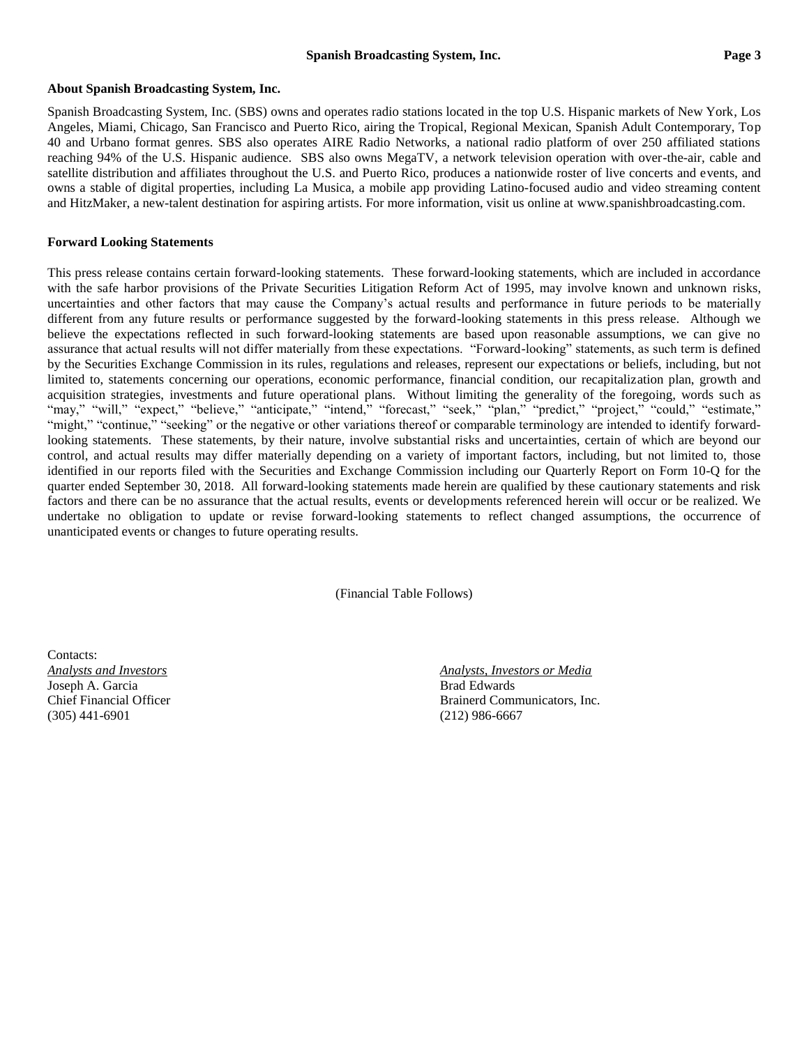**About Spanish Broadcasting System, Inc.**

Spanish Broadcasting System, Inc. (SBS) owns and operates radio stations located in the top U.S. Hispanic markets of New York, Los Angeles, Miami, Chicago, San Francisco and Puerto Rico, airing the Tropical, Regional Mexican, Spanish Adult Contemporary, Top 40 and Urbano format genres. SBS also operates AIRE Radio Networks, a national radio platform of over 250 affiliated stations reaching 94% of the U.S. Hispanic audience. SBS also owns MegaTV, a network television operation with over-the-air, cable and satellite distribution and affiliates throughout the U.S. and Puerto Rico, produces a nationwide roster of live concerts and events, and owns a stable of digital properties, including La Musica, a mobile app providing Latino-focused audio and video streaming content and HitzMaker, a new-talent destination for aspiring artists. For more information, visit us online at www.spanishbroadcasting.com.

**Forward Looking Statements**

This press release contains certain forward-looking statements. These forward-looking statements, which are included in accordance with the safe harbor provisions of the Private Securities Litigation Reform Act of 1995, may involve known and unknown risks, uncertainties and other factors that may cause the Company's actual results and performance in future periods to be materially different from any future results or performance suggested by the forward-looking statements in this press release. Although we believe the expectations reflected in such forward-looking statements are based upon reasonable assumptions, we can give no assurance that actual results will not differ materially from these expectations. "Forward-looking" statements, as such term is defined by the Securities Exchange Commission in its rules, regulations and releases, represent our expectations or beliefs, including, but not limited to, statements concerning our operations, economic performance, financial condition, our recapitalization plan, growth and acquisition strategies, investments and future operational plans. Without limiting the generality of the foregoing, words such as "may," "will," "expect," "believe," "anticipate," "intend," "forecast," "seek," "plan," "predict," "project," "could," "estimate," "might," "continue," "seeking" or the negative or other variations thereof or comparable terminology are intended to identify forward-looking statements. These statements, by their nature, involve substantial risks and uncertainties, certain of which are beyond our control, and actual results may differ materially depending on a variety of important factors, including, but not limited to, those identified in our reports filed with the Securities and Exchange Commission including our Quarterly Report on Form 10-Q for the quarter ended September 30, 2018. All forward-looking statements made herein are qualified by these cautionary statements and risk factors and there can be no assurance that the actual results, events or developments referenced herein will occur or be realized. We undertake no obligation to update or revise forward-looking statements to reflect changed assumptions, the occurrence of unanticipated events or changes to future operating results.

(Financial Table Follows)

Contacts:

*Analysts and Investors*
Joseph A. Garcia
Chief Financial Officer
(305) 441-6901

*Analysts, Investors or Media*
Brad Edwards
Brainerd Communicators, Inc.
(212) 986-6667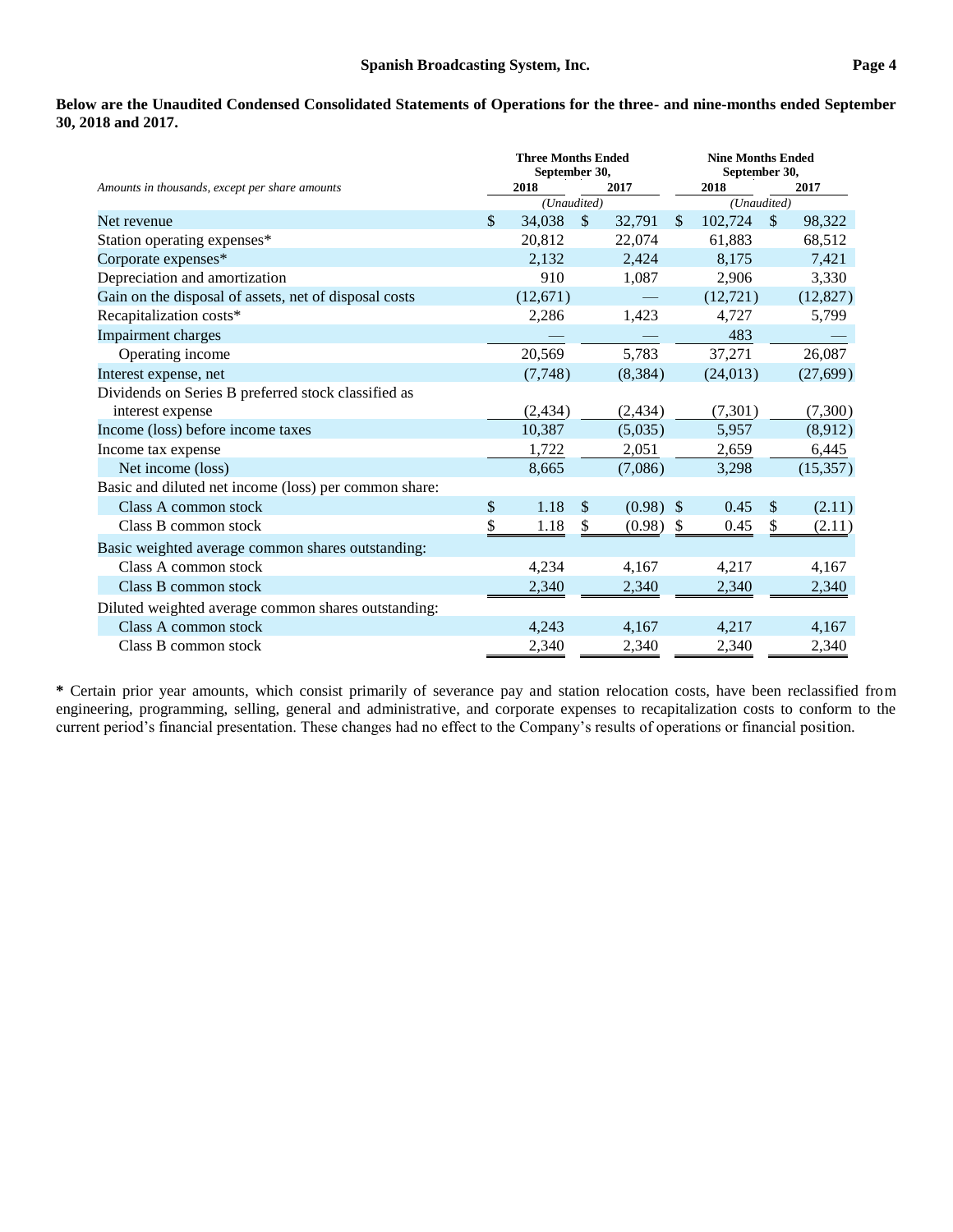**Below are the Unaudited Condensed Consolidated Statements of Operations for the three- and nine-months ended September 30, 2018 and 2017.**

| *Amounts in thousands, except per share amounts* | Three Months Ended September 30, 2018 | Three Months Ended September 30, 2017 | Nine Months Ended September 30, 2018 | Nine Months Ended September 30, 2017 |
|---|---|---|---|---|
| | *(Unaudited)* | | *(Unaudited)* | |
| Net revenue | $ 34,038 | $ 32,791 | $ 102,724 | $ 98,322 |
| Station operating expenses* | 20,812 | 22,074 | 61,883 | 68,512 |
| Corporate expenses* | 2,132 | 2,424 | 8,175 | 7,421 |
| Depreciation and amortization | 910 | 1,087 | 2,906 | 3,330 |
| Gain on the disposal of assets, net of disposal costs | (12,671) | — | (12,721) | (12,827) |
| Recapitalization costs* | 2,286 | 1,423 | 4,727 | 5,799 |
| Impairment charges | — | — | 483 | — |
| Operating income | 20,569 | 5,783 | 37,271 | 26,087 |
| Interest expense, net | (7,748) | (8,384) | (24,013) | (27,699) |
| Dividends on Series B preferred stock classified as interest expense | (2,434) | (2,434) | (7,301) | (7,300) |
| Income (loss) before income taxes | 10,387 | (5,035) | 5,957 | (8,912) |
| Income tax expense | 1,722 | 2,051 | 2,659 | 6,445 |
| Net income (loss) | 8,665 | (7,086) | 3,298 | (15,357) |
| Basic and diluted net income (loss) per common share: | | | | |
| Class A common stock | $ 1.18 | $ (0.98) | $ 0.45 | $ (2.11) |
| Class B common stock | $ 1.18 | $ (0.98) | $ 0.45 | $ (2.11) |
| Basic weighted average common shares outstanding: | | | | |
| Class A common stock | 4,234 | 4,167 | 4,217 | 4,167 |
| Class B common stock | 2,340 | 2,340 | 2,340 | 2,340 |
| Diluted weighted average common shares outstanding: | | | | |
| Class A common stock | 4,243 | 4,167 | 4,217 | 4,167 |
| Class B common stock | 2,340 | 2,340 | 2,340 | 2,340 |

**\*** Certain prior year amounts, which consist primarily of severance pay and station relocation costs, have been reclassified from engineering, programming, selling, general and administrative, and corporate expenses to recapitalization costs to conform to the current period's financial presentation. These changes had no effect to the Company's results of operations or financial position.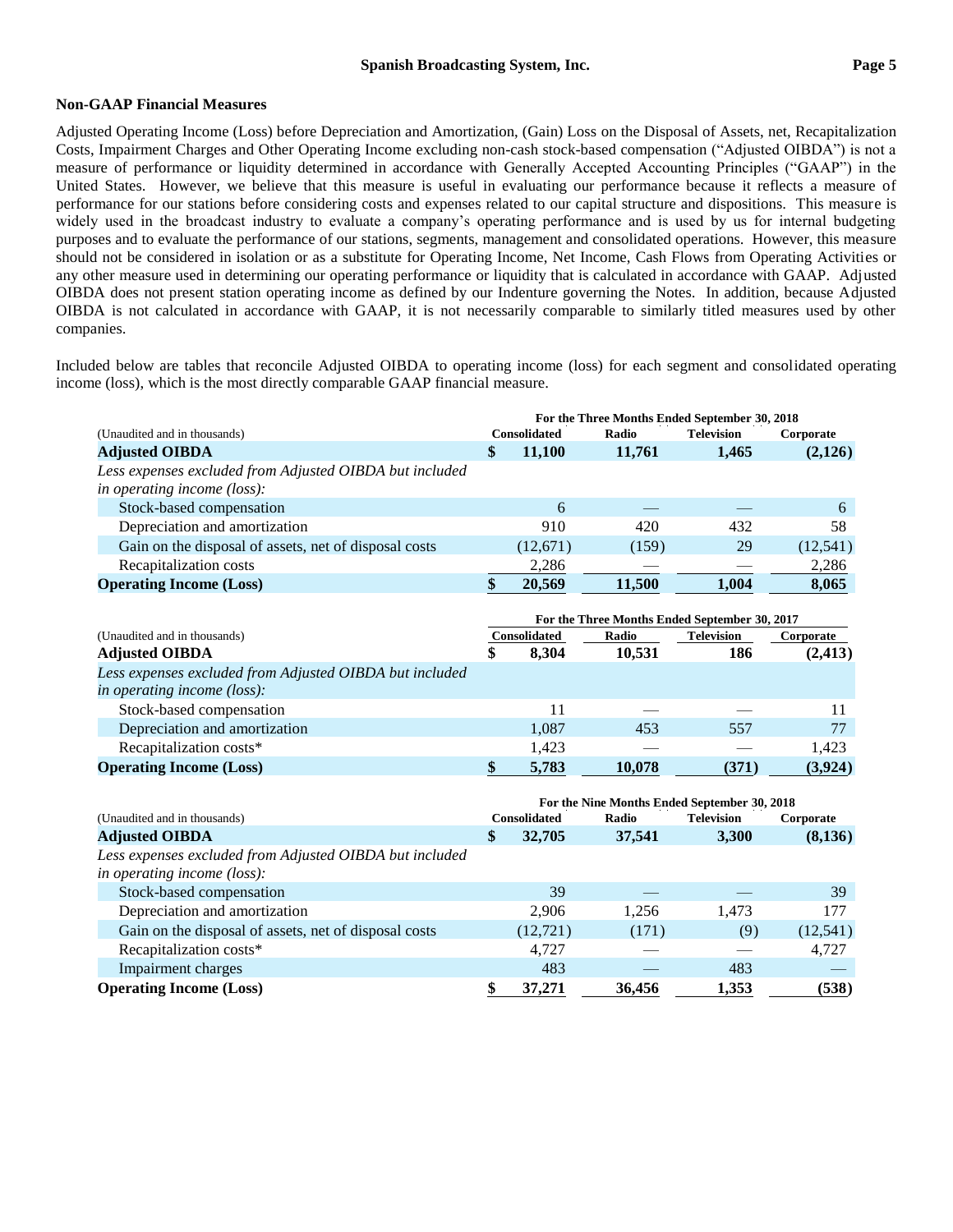## Non-GAAP Financial Measures

Adjusted Operating Income (Loss) before Depreciation and Amortization, (Gain) Loss on the Disposal of Assets, net, Recapitalization Costs, Impairment Charges and Other Operating Income excluding non-cash stock-based compensation ("Adjusted OIBDA") is not a measure of performance or liquidity determined in accordance with Generally Accepted Accounting Principles ("GAAP") in the United States. However, we believe that this measure is useful in evaluating our performance because it reflects a measure of performance for our stations before considering costs and expenses related to our capital structure and dispositions. This measure is widely used in the broadcast industry to evaluate a company's operating performance and is used by us for internal budgeting purposes and to evaluate the performance of our stations, segments, management and consolidated operations. However, this measure should not be considered in isolation or as a substitute for Operating Income, Net Income, Cash Flows from Operating Activities or any other measure used in determining our operating performance or liquidity that is calculated in accordance with GAAP. Adjusted OIBDA does not present station operating income as defined by our Indenture governing the Notes. In addition, because Adjusted OIBDA is not calculated in accordance with GAAP, it is not necessarily comparable to similarly titled measures used by other companies.

Included below are tables that reconcile Adjusted OIBDA to operating income (loss) for each segment and consolidated operating income (loss), which is the most directly comparable GAAP financial measure.

| | For the Three Months Ended September 30, 2018 | | | |
|---|---|---|---|---|
| (Unaudited and in thousands) | Consolidated | Radio | Television | Corporate |
| **Adjusted OIBDA** | **$ 11,100** | **11,761** | **1,465** | **(2,126)** |
| *Less expenses excluded from Adjusted OIBDA but included in operating income (loss):* | | | | |
| Stock-based compensation | 6 | — | — | 6 |
| Depreciation and amortization | 910 | 420 | 432 | 58 |
| Gain on the disposal of assets, net of disposal costs | (12,671) | (159) | 29 | (12,541) |
| Recapitalization costs | 2,286 | — | — | 2,286 |
| **Operating Income (Loss)** | **$ 20,569** | **11,500** | **1,004** | **8,065** |

| | For the Three Months Ended September 30, 2017 | | | |
|---|---|---|---|---|
| (Unaudited and in thousands) | Consolidated | Radio | Television | Corporate |
| **Adjusted OIBDA** | **$ 8,304** | **10,531** | **186** | **(2,413)** |
| *Less expenses excluded from Adjusted OIBDA but included in operating income (loss):* | | | | |
| Stock-based compensation | 11 | — | — | 11 |
| Depreciation and amortization | 1,087 | 453 | 557 | 77 |
| Recapitalization costs* | 1,423 | — | — | 1,423 |
| **Operating Income (Loss)** | **$ 5,783** | **10,078** | **(371)** | **(3,924)** |

| | For the Nine Months Ended September 30, 2018 | | | |
|---|---|---|---|---|
| (Unaudited and in thousands) | Consolidated | Radio | Television | Corporate |
| **Adjusted OIBDA** | **$ 32,705** | **37,541** | **3,300** | **(8,136)** |
| *Less expenses excluded from Adjusted OIBDA but included in operating income (loss):* | | | | |
| Stock-based compensation | 39 | — | — | 39 |
| Depreciation and amortization | 2,906 | 1,256 | 1,473 | 177 |
| Gain on the disposal of assets, net of disposal costs | (12,721) | (171) | (9) | (12,541) |
| Recapitalization costs* | 4,727 | — | — | 4,727 |
| Impairment charges | 483 | — | 483 | — |
| **Operating Income (Loss)** | **$ 37,271** | **36,456** | **1,353** | **(538)** |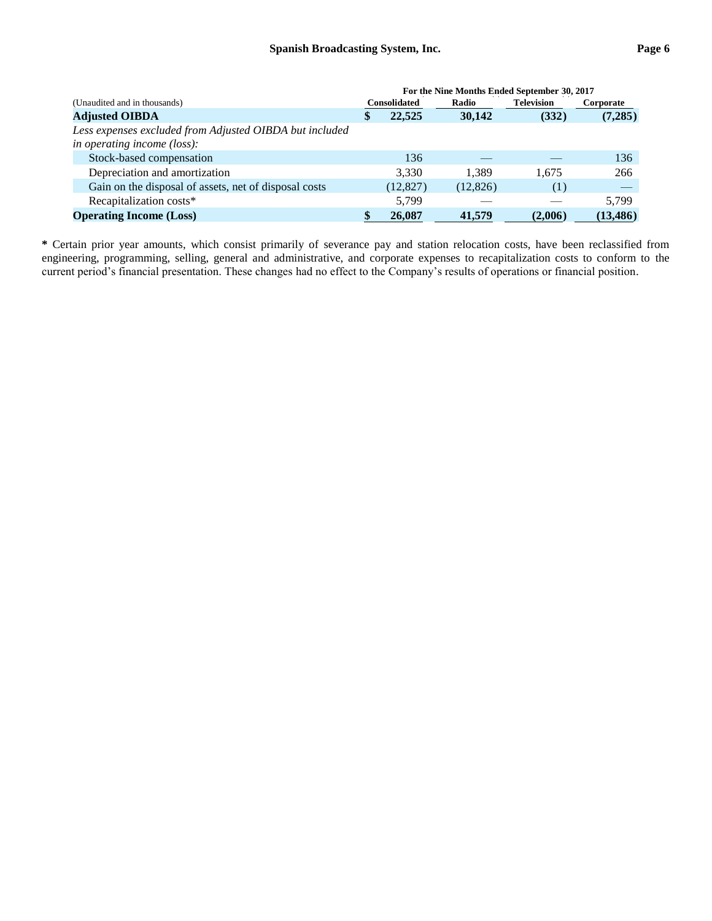| (Unaudited and in thousands) | For the Nine Months Ended September 30, 2017 | | | |
|---|---|---|---|---|
| | Consolidated | Radio | Television | Corporate |
| **Adjusted OIBDA** | **$ 22,525** | **30,142** | **(332)** | **(7,285)** |
| *Less expenses excluded from Adjusted OIBDA but included in operating income (loss):* | | | | |
| Stock-based compensation | 136 | — | — | 136 |
| Depreciation and amortization | 3,330 | 1,389 | 1,675 | 266 |
| Gain on the disposal of assets, net of disposal costs | (12,827) | (12,826) | (1) | — |
| Recapitalization costs* | 5,799 | — | — | 5,799 |
| **Operating Income (Loss)** | **$ 26,087** | **41,579** | **(2,006)** | **(13,486)** |

**\*** Certain prior year amounts, which consist primarily of severance pay and station relocation costs, have been reclassified from engineering, programming, selling, general and administrative, and corporate expenses to recapitalization costs to conform to the current period's financial presentation. These changes had no effect to the Company's results of operations or financial position.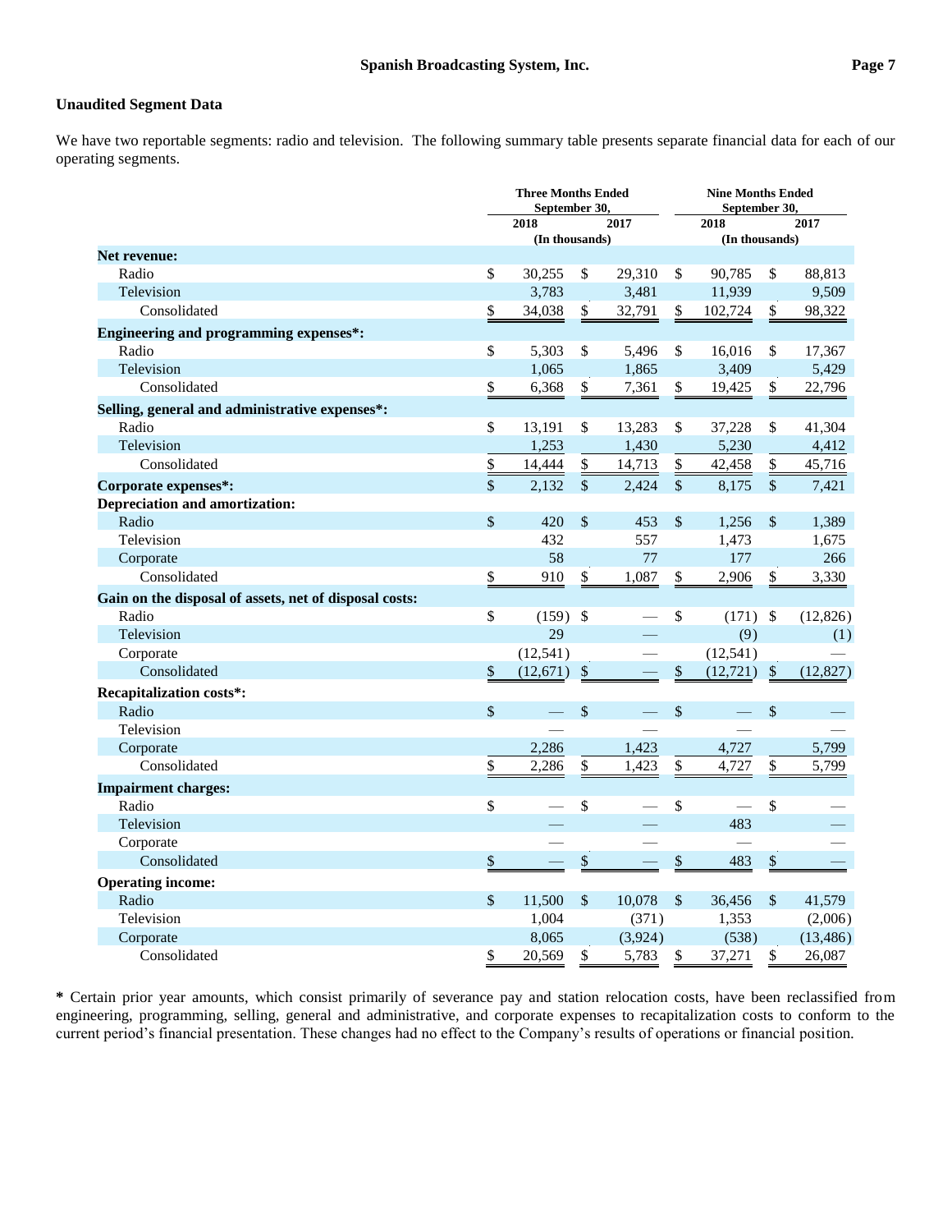**Unaudited Segment Data**

We have two reportable segments: radio and television. The following summary table presents separate financial data for each of our operating segments.

| | Three Months Ended September 30, | | Nine Months Ended September 30, | |
|---|---|---|---|---|
| | 2018 | 2017 | 2018 | 2017 |
| | (In thousands) | | (In thousands) | |
| **Net revenue:** | | | | |
| Radio | $ 30,255 | $ 29,310 | $ 90,785 | $ 88,813 |
| Television | 3,783 | 3,481 | 11,939 | 9,509 |
| Consolidated | $ 34,038 | $ 32,791 | $ 102,724 | $ 98,322 |
| **Engineering and programming expenses*:** | | | | |
| Radio | $ 5,303 | $ 5,496 | $ 16,016 | $ 17,367 |
| Television | 1,065 | 1,865 | 3,409 | 5,429 |
| Consolidated | $ 6,368 | $ 7,361 | $ 19,425 | $ 22,796 |
| **Selling, general and administrative expenses*:** | | | | |
| Radio | $ 13,191 | $ 13,283 | $ 37,228 | $ 41,304 |
| Television | 1,253 | 1,430 | 5,230 | 4,412 |
| Consolidated | $ 14,444 | $ 14,713 | $ 42,458 | $ 45,716 |
| **Corporate expenses*:** | $ 2,132 | $ 2,424 | $ 8,175 | $ 7,421 |
| **Depreciation and amortization:** | | | | |
| Radio | $ 420 | $ 453 | $ 1,256 | $ 1,389 |
| Television | 432 | 557 | 1,473 | 1,675 |
| Corporate | 58 | 77 | 177 | 266 |
| Consolidated | $ 910 | $ 1,087 | $ 2,906 | $ 3,330 |
| **Gain on the disposal of assets, net of disposal costs:** | | | | |
| Radio | $ (159) | $ — | $ (171) | $ (12,826) |
| Television | 29 | — | (9) | (1) |
| Corporate | (12,541) | — | (12,541) | — |
| Consolidated | $ (12,671) | $ — | $ (12,721) | $ (12,827) |
| **Recapitalization costs*:** | | | | |
| Radio | $ — | $ — | $ — | $ — |
| Television | — | — | — | — |
| Corporate | 2,286 | 1,423 | 4,727 | 5,799 |
| Consolidated | $ 2,286 | $ 1,423 | $ 4,727 | $ 5,799 |
| **Impairment charges:** | | | | |
| Radio | $ — | $ — | $ — | $ — |
| Television | — | — | 483 | — |
| Corporate | — | — | — | — |
| Consolidated | $ — | $ — | $ 483 | $ — |
| **Operating income:** | | | | |
| Radio | $ 11,500 | $ 10,078 | $ 36,456 | $ 41,579 |
| Television | 1,004 | (371) | 1,353 | (2,006) |
| Corporate | 8,065 | (3,924) | (538) | (13,486) |
| Consolidated | $ 20,569 | $ 5,783 | $ 37,271 | $ 26,087 |

**\*** Certain prior year amounts, which consist primarily of severance pay and station relocation costs, have been reclassified from engineering, programming, selling, general and administrative, and corporate expenses to recapitalization costs to conform to the current period's financial presentation. These changes had no effect to the Company's results of operations or financial position.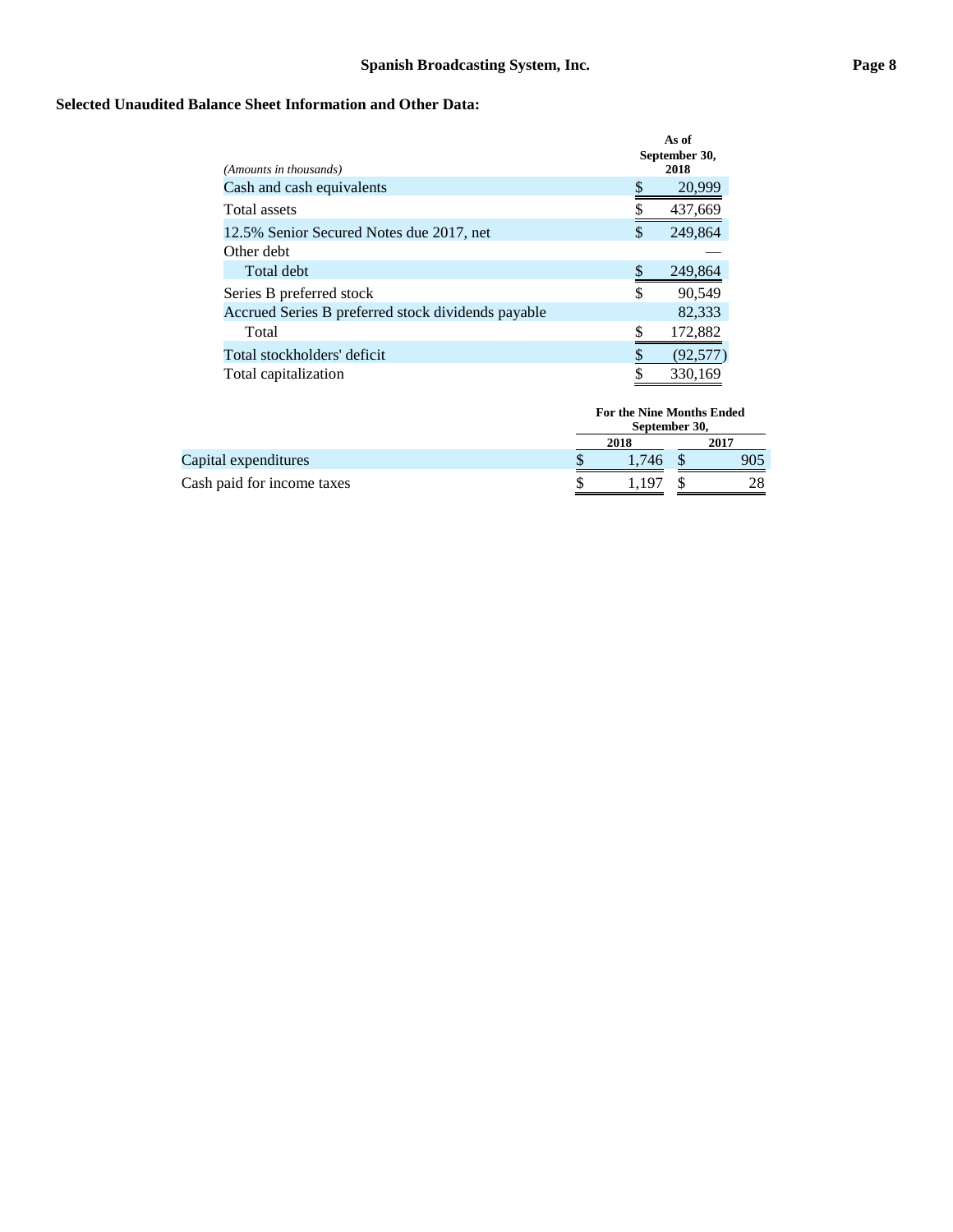**Selected Unaudited Balance Sheet Information and Other Data:**

| *(Amounts in thousands)* | As of September 30, 2018 |
|---|---|
| Cash and cash equivalents | $ 20,999 |
| Total assets | $ 437,669 |
| 12.5% Senior Secured Notes due 2017, net | $ 249,864 |
| Other debt | — |
| Total debt | $ 249,864 |
| Series B preferred stock | $ 90,549 |
| Accrued Series B preferred stock dividends payable | 82,333 |
| Total | $ 172,882 |
| Total stockholders' deficit | $ (92,577) |
| Total capitalization | $ 330,169 |

| | For the Nine Months Ended September 30, | |
|---|---|---|
| | 2018 | 2017 |
| Capital expenditures | $ 1,746 | $ 905 |
| Cash paid for income taxes | $ 1,197 | $ 28 |